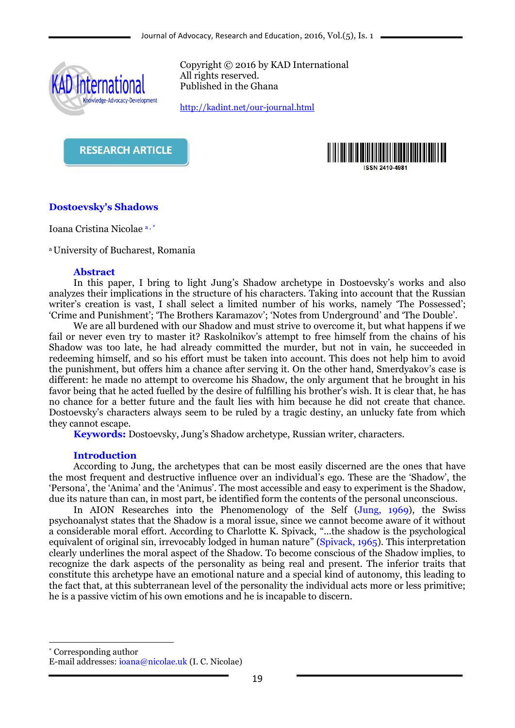Copyright © 2016 by KAD International
All rights reserved.
Published in the Ghana

http://kadint.net/our-journal.html

**RESEARCH ARTICLE**

ISSN 2410-4981

# Dostoevsky's Shadows

Ioana Cristina Nicolae [a,*]

[a] University of Bucharest, Romania

## Abstract

In this paper, I bring to light Jung's Shadow archetype in Dostoevsky's works and also analyzes their implications in the structure of his characters. Taking into account that the Russian writer's creation is vast, I shall select a limited number of his works, namely 'The Possessed'; 'Crime and Punishment'; 'The Brothers Karamazov'; 'Notes from Underground' and 'The Double'.

We are all burdened with our Shadow and must strive to overcome it, but what happens if we fail or never even try to master it? Raskolnikov's attempt to free himself from the chains of his Shadow was too late, he had already committed the murder, but not in vain, he succeeded in redeeming himself, and so his effort must be taken into account. This does not help him to avoid the punishment, but offers him a chance after serving it. On the other hand, Smerdyakov's case is different: he made no attempt to overcome his Shadow, the only argument that he brought in his favor being that he acted fuelled by the desire of fulfilling his brother's wish. It is clear that, he has no chance for a better future and the fault lies with him because he did not create that chance. Dostoevsky's characters always seem to be ruled by a tragic destiny, an unlucky fate from which they cannot escape.

**Keywords:** Dostoevsky, Jung's Shadow archetype, Russian writer, characters.

## Introduction

According to Jung, the archetypes that can be most easily discerned are the ones that have the most frequent and destructive influence over an individual's ego. These are the 'Shadow', the 'Persona', the 'Anima' and the 'Animus'. The most accessible and easy to experiment is the Shadow, due its nature than can, in most part, be identified form the contents of the personal unconscious.

In AION Researches into the Phenomenology of the Self (Jung, 1969), the Swiss psychoanalyst states that the Shadow is a moral issue, since we cannot become aware of it without a considerable moral effort. According to Charlotte K. Spivack, "...the shadow is the psychological equivalent of original sin, irrevocably lodged in human nature" (Spivack, 1965). This interpretation clearly underlines the moral aspect of the Shadow. To become conscious of the Shadow implies, to recognize the dark aspects of the personality as being real and present. The inferior traits that constitute this archetype have an emotional nature and a special kind of autonomy, this leading to the fact that, at this subterranean level of the personality the individual acts more or less primitive; he is a passive victim of his own emotions and he is incapable to discern.

---

[*] Corresponding author
E-mail addresses: ioana@nicolae.uk (I. C. Nicolae)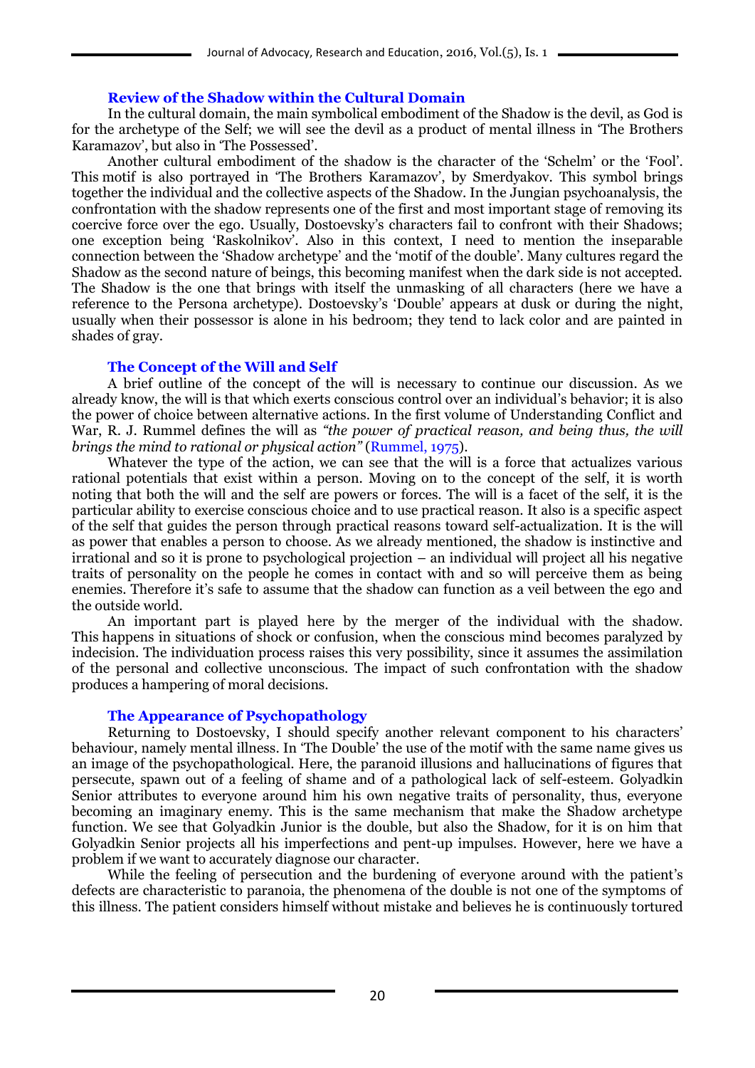### Review of the Shadow within the Cultural Domain

In the cultural domain, the main symbolical embodiment of the Shadow is the devil, as God is for the archetype of the Self; we will see the devil as a product of mental illness in 'The Brothers Karamazov', but also in 'The Possessed'.

Another cultural embodiment of the shadow is the character of the 'Schelm' or the 'Fool'. This motif is also portrayed in 'The Brothers Karamazov', by Smerdyakov. This symbol brings together the individual and the collective aspects of the Shadow. In the Jungian psychoanalysis, the confrontation with the shadow represents one of the first and most important stage of removing its coercive force over the ego. Usually, Dostoevsky's characters fail to confront with their Shadows; one exception being 'Raskolnikov'. Also in this context, I need to mention the inseparable connection between the 'Shadow archetype' and the 'motif of the double'. Many cultures regard the Shadow as the second nature of beings, this becoming manifest when the dark side is not accepted. The Shadow is the one that brings with itself the unmasking of all characters (here we have a reference to the Persona archetype). Dostoevsky's 'Double' appears at dusk or during the night, usually when their possessor is alone in his bedroom; they tend to lack color and are painted in shades of gray.

### The Concept of the Will and Self

A brief outline of the concept of the will is necessary to continue our discussion. As we already know, the will is that which exerts conscious control over an individual's behavior; it is also the power of choice between alternative actions. In the first volume of Understanding Conflict and War, R. J. Rummel defines the will as *"the power of practical reason, and being thus, the will brings the mind to rational or physical action"* (Rummel, 1975).

Whatever the type of the action, we can see that the will is a force that actualizes various rational potentials that exist within a person. Moving on to the concept of the self, it is worth noting that both the will and the self are powers or forces. The will is a facet of the self, it is the particular ability to exercise conscious choice and to use practical reason. It also is a specific aspect of the self that guides the person through practical reasons toward self-actualization. It is the will as power that enables a person to choose. As we already mentioned, the shadow is instinctive and irrational and so it is prone to psychological projection – an individual will project all his negative traits of personality on the people he comes in contact with and so will perceive them as being enemies. Therefore it's safe to assume that the shadow can function as a veil between the ego and the outside world.

An important part is played here by the merger of the individual with the shadow. This happens in situations of shock or confusion, when the conscious mind becomes paralyzed by indecision. The individuation process raises this very possibility, since it assumes the assimilation of the personal and collective unconscious. The impact of such confrontation with the shadow produces a hampering of moral decisions.

### The Appearance of Psychopathology

Returning to Dostoevsky, I should specify another relevant component to his characters' behaviour, namely mental illness. In 'The Double' the use of the motif with the same name gives us an image of the psychopathological. Here, the paranoid illusions and hallucinations of figures that persecute, spawn out of a feeling of shame and of a pathological lack of self-esteem. Golyadkin Senior attributes to everyone around him his own negative traits of personality, thus, everyone becoming an imaginary enemy. This is the same mechanism that make the Shadow archetype function. We see that Golyadkin Junior is the double, but also the Shadow, for it is on him that Golyadkin Senior projects all his imperfections and pent-up impulses. However, here we have a problem if we want to accurately diagnose our character.

While the feeling of persecution and the burdening of everyone around with the patient's defects are characteristic to paranoia, the phenomena of the double is not one of the symptoms of this illness. The patient considers himself without mistake and believes he is continuously tortured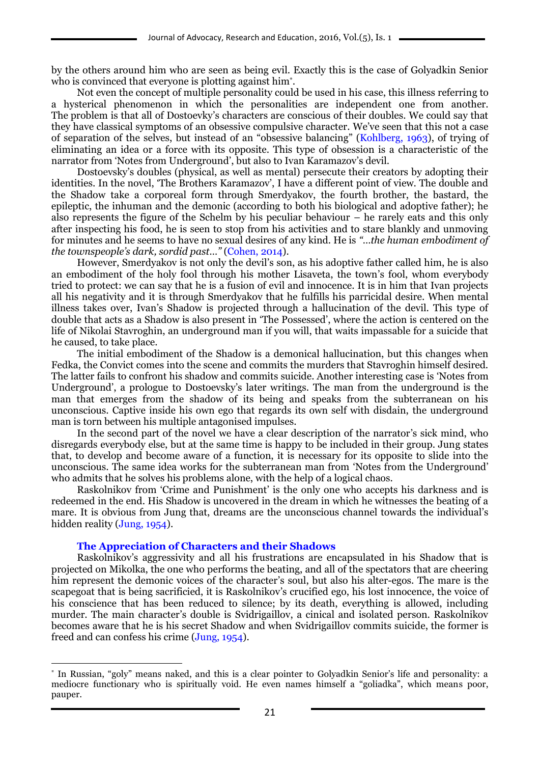by the others around him who are seen as being evil. Exactly this is the case of Golyadkin Senior who is convinced that everyone is plotting against him*.

Not even the concept of multiple personality could be used in his case, this illness referring to a hysterical phenomenon in which the personalities are independent one from another. The problem is that all of Dostoevky's characters are conscious of their doubles. We could say that they have classical symptoms of an obsessive compulsive character. We've seen that this not a case of separation of the selves, but instead of an "obsessive balancing" (Kohlberg, 1963), of trying of eliminating an idea or a force with its opposite. This type of obsession is a characteristic of the narrator from 'Notes from Underground', but also to Ivan Karamazov's devil.

Dostoevsky's doubles (physical, as well as mental) persecute their creators by adopting their identities. In the novel, 'The Brothers Karamazov', I have a different point of view. The double and the Shadow take a corporeal form through Smerdyakov, the fourth brother, the bastard, the epileptic, the inhuman and the demonic (according to both his biological and adoptive father); he also represents the figure of the Schelm by his peculiar behaviour – he rarely eats and this only after inspecting his food, he is seen to stop from his activities and to stare blankly and unmoving for minutes and he seems to have no sexual desires of any kind. He is *"...the human embodiment of the townspeople's dark, sordid past..."* (Cohen, 2014).

However, Smerdyakov is not only the devil's son, as his adoptive father called him, he is also an embodiment of the holy fool through his mother Lisaveta, the town's fool, whom everybody tried to protect: we can say that he is a fusion of evil and innocence. It is in him that Ivan projects all his negativity and it is through Smerdyakov that he fulfills his parricidal desire. When mental illness takes over, Ivan's Shadow is projected through a hallucination of the devil. This type of double that acts as a Shadow is also present in 'The Possessed', where the action is centered on the life of Nikolai Stavroghin, an underground man if you will, that waits impassable for a suicide that he caused, to take place.

The initial embodiment of the Shadow is a demonical hallucination, but this changes when Fedka, the Convict comes into the scene and commits the murders that Stavroghin himself desired. The latter fails to confront his shadow and commits suicide. Another interesting case is 'Notes from Underground', a prologue to Dostoevsky's later writings. The man from the underground is the man that emerges from the shadow of its being and speaks from the subterranean on his unconscious. Captive inside his own ego that regards its own self with disdain, the underground man is torn between his multiple antagonised impulses.

In the second part of the novel we have a clear description of the narrator's sick mind, who disregards everybody else, but at the same time is happy to be included in their group. Jung states that, to develop and become aware of a function, it is necessary for its opposite to slide into the unconscious. The same idea works for the subterranean man from 'Notes from the Underground' who admits that he solves his problems alone, with the help of a logical chaos.

Raskolnikov from 'Crime and Punishment' is the only one who accepts his darkness and is redeemed in the end. His Shadow is uncovered in the dream in which he witnesses the beating of a mare. It is obvious from Jung that, dreams are the unconscious channel towards the individual's hidden reality (Jung, 1954).

## The Appreciation of Characters and their Shadows

Raskolnikov's aggressivity and all his frustrations are encapsulated in his Shadow that is projected on Mikolka, the one who performs the beating, and all of the spectators that are cheering him represent the demonic voices of the character's soul, but also his alter-egos. The mare is the scapegoat that is being sacrificied, it is Raskolnikov's crucified ego, his lost innocence, the voice of his conscience that has been reduced to silence; by its death, everything is allowed, including murder. The main character's double is Svidrigaillov, a cinical and isolated person. Raskolnikov becomes aware that he is his secret Shadow and when Svidrigaillov commits suicide, the former is freed and can confess his crime (Jung, 1954).

---

* In Russian, "goly" means naked, and this is a clear pointer to Golyadkin Senior's life and personality: a mediocre functionary who is spiritually void. He even names himself a "goliadka", which means poor, pauper.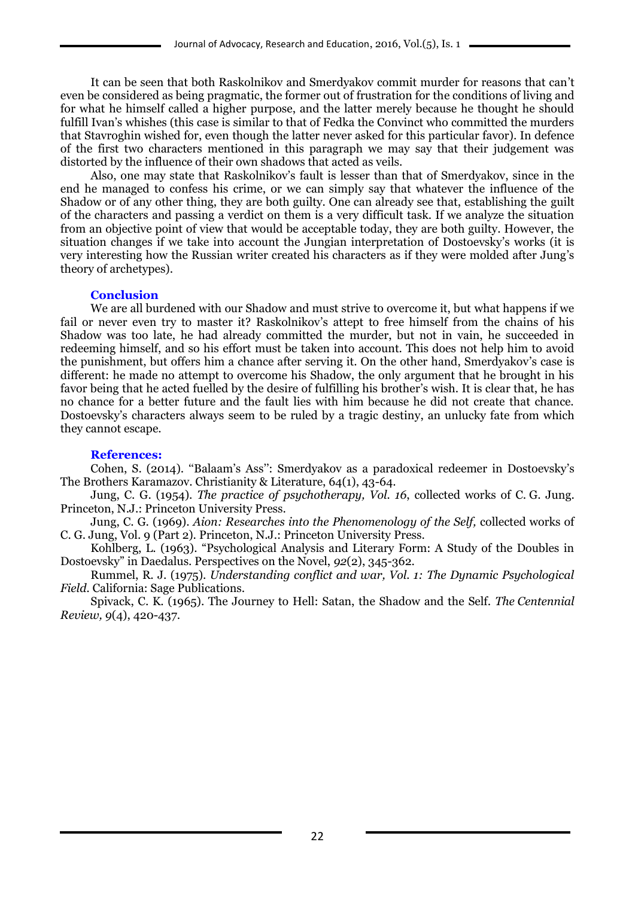It can be seen that both Raskolnikov and Smerdyakov commit murder for reasons that can't even be considered as being pragmatic, the former out of frustration for the conditions of living and for what he himself called a higher purpose, and the latter merely because he thought he should fulfill Ivan's whishes (this case is similar to that of Fedka the Convinct who committed the murders that Stavroghin wished for, even though the latter never asked for this particular favor). In defence of the first two characters mentioned in this paragraph we may say that their judgement was distorted by the influence of their own shadows that acted as veils.

Also, one may state that Raskolnikov's fault is lesser than that of Smerdyakov, since in the end he managed to confess his crime, or we can simply say that whatever the influence of the Shadow or of any other thing, they are both guilty. One can already see that, establishing the guilt of the characters and passing a verdict on them is a very difficult task. If we analyze the situation from an objective point of view that would be acceptable today, they are both guilty. However, the situation changes if we take into account the Jungian interpretation of Dostoevsky's works (it is very interesting how the Russian writer created his characters as if they were molded after Jung's theory of archetypes).

## Conclusion

We are all burdened with our Shadow and must strive to overcome it, but what happens if we fail or never even try to master it? Raskolnikov's attept to free himself from the chains of his Shadow was too late, he had already committed the murder, but not in vain, he succeeded in redeeming himself, and so his effort must be taken into account. This does not help him to avoid the punishment, but offers him a chance after serving it. On the other hand, Smerdyakov's case is different: he made no attempt to overcome his Shadow, the only argument that he brought in his favor being that he acted fuelled by the desire of fulfilling his brother's wish. It is clear that, he has no chance for a better future and the fault lies with him because he did not create that chance. Dostoevsky's characters always seem to be ruled by a tragic destiny, an unlucky fate from which they cannot escape.

## References:

Cohen, S. (2014). "Balaam's Ass": Smerdyakov as a paradoxical redeemer in Dostoevsky's The Brothers Karamazov. Christianity & Literature, 64(1), 43-64.

Jung, C. G. (1954). *The practice of psychotherapy, Vol. 16*, collected works of C. G. Jung. Princeton, N.J.: Princeton University Press.

Jung, C. G. (1969). *Aion: Researches into the Phenomenology of the Self,* collected works of C. G. Jung, Vol. 9 (Part 2). Princeton, N.J.: Princeton University Press.

Kohlberg, L. (1963). "Psychological Analysis and Literary Form: A Study of the Doubles in Dostoevsky" in Daedalus. Perspectives on the Novel, *92*(2), 345-362.

Rummel, R. J. (1975). *Understanding conflict and war, Vol. 1: The Dynamic Psychological Field.* California: Sage Publications.

Spivack, C. K. (1965). The Journey to Hell: Satan, the Shadow and the Self. *The Centennial Review, 9*(4), 420-437.